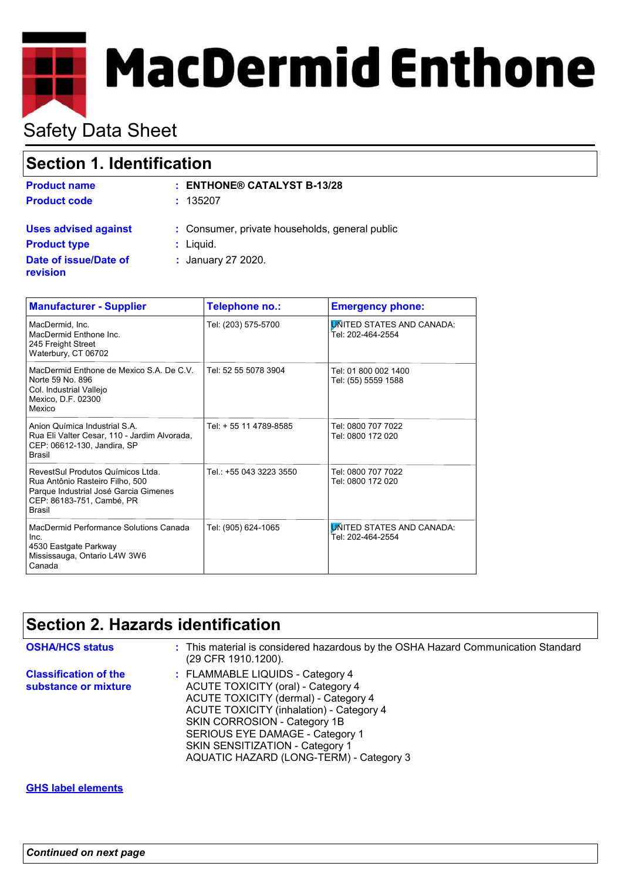# MacDermid Enthone

Safety Data Sheet

## Section 1. Identification

**Product name** : **ENTHONE® CATALYST B-13/28**

**Product code** : 135207

**Uses advised against** : Consumer, private households, general public

**Product type** : Liquid.

**Date of issue/Date of revision** : January 27 2020.

| Manufacturer - Supplier | Telephone no.: | Emergency phone: |
|---|---|---|
| MacDermid, Inc.<br>MacDermid Enthone Inc.<br>245 Freight Street<br>Waterbury, CT 06702 | Tel: (203) 575-5700 | UNITED STATES AND CANADA:<br>Tel: 202-464-2554 |
| MacDermid Enthone de Mexico S.A. De C.V.<br>Norte 59 No. 896<br>Col. Industrial Vallejo<br>Mexico, D.F. 02300<br>Mexico | Tel: 52 55 5078 3904 | Tel: 01 800 002 1400<br>Tel: (55) 5559 1588 |
| Anion Química Industrial S.A.<br>Rua Eli Valter Cesar, 110 - Jardim Alvorada,<br>CEP: 06612-130, Jandira, SP<br>Brasil | Tel: + 55 11 4789-8585 | Tel: 0800 707 7022<br>Tel: 0800 172 020 |
| RevestSul Produtos Químicos Ltda.<br>Rua Antônio Rasteiro Filho, 500<br>Parque Industrial José Garcia Gimenes<br>CEP: 86183-751, Cambé, PR<br>Brasil | Tel.: +55 043 3223 3550 | Tel: 0800 707 7022<br>Tel: 0800 172 020 |
| MacDermid Performance Solutions Canada Inc.<br>4530 Eastgate Parkway<br>Mississauga, Ontario L4W 3W6<br>Canada | Tel: (905) 624-1065 | UNITED STATES AND CANADA:<br>Tel: 202-464-2554 |

## Section 2. Hazards identification

**OSHA/HCS status** : This material is considered hazardous by the OSHA Hazard Communication Standard (29 CFR 1910.1200).

**Classification of the substance or mixture** : FLAMMABLE LIQUIDS - Category 4
ACUTE TOXICITY (oral) - Category 4
ACUTE TOXICITY (dermal) - Category 4
ACUTE TOXICITY (inhalation) - Category 4
SKIN CORROSION - Category 1B
SERIOUS EYE DAMAGE - Category 1
SKIN SENSITIZATION - Category 1
AQUATIC HAZARD (LONG-TERM) - Category 3

**GHS label elements**

*Continued on next page*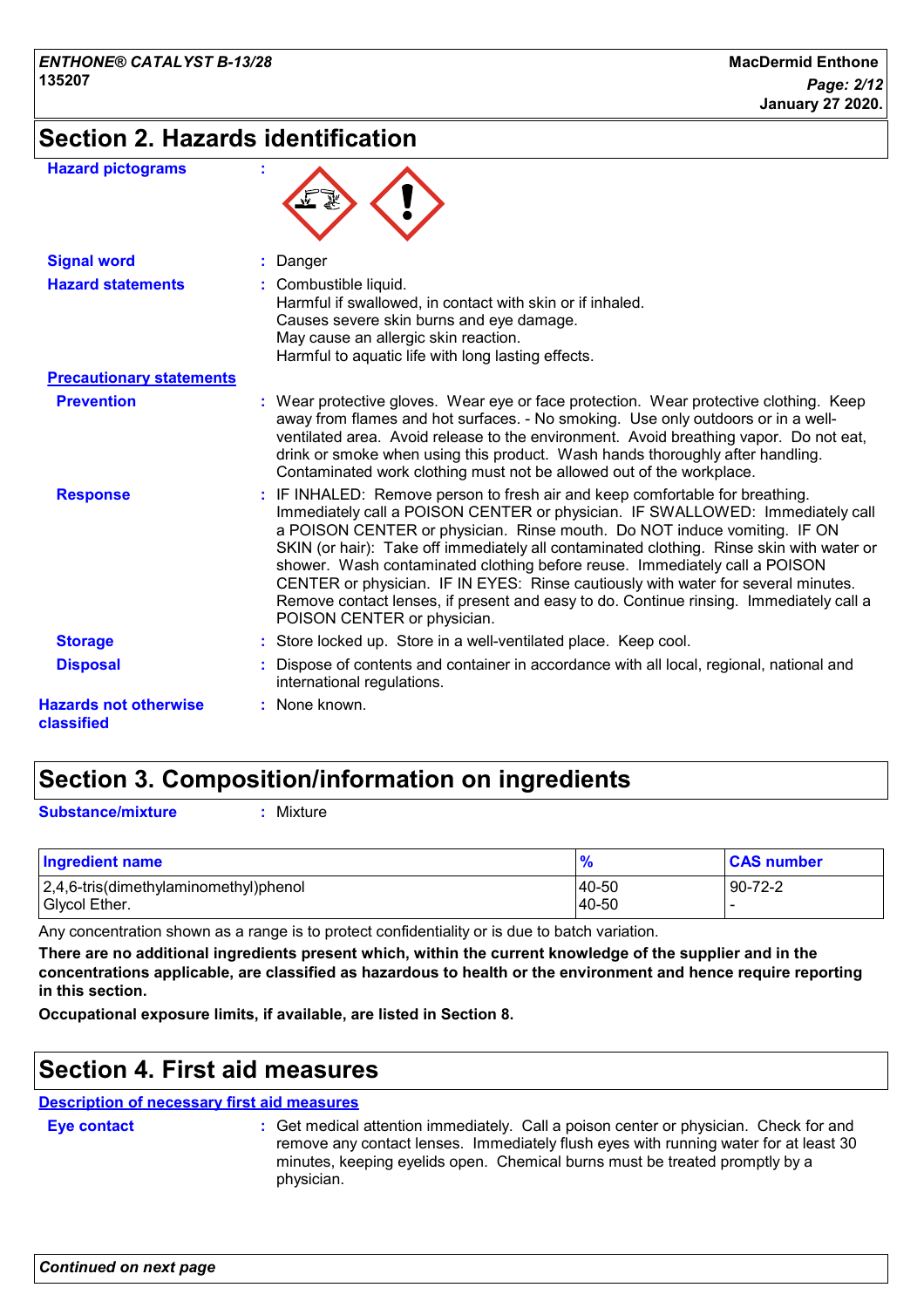## Section 2. Hazards identification

**Hazard pictograms** :

**Signal word** : Danger

**Hazard statements** : Combustible liquid.
Harmful if swallowed, in contact with skin or if inhaled.
Causes severe skin burns and eye damage.
May cause an allergic skin reaction.
Harmful to aquatic life with long lasting effects.

**Precautionary statements**

**Prevention** : Wear protective gloves. Wear eye or face protection. Wear protective clothing. Keep away from flames and hot surfaces. - No smoking. Use only outdoors or in a well-ventilated area. Avoid release to the environment. Avoid breathing vapor. Do not eat, drink or smoke when using this product. Wash hands thoroughly after handling. Contaminated work clothing must not be allowed out of the workplace.

**Response** : IF INHALED: Remove person to fresh air and keep comfortable for breathing. Immediately call a POISON CENTER or physician. IF SWALLOWED: Immediately call a POISON CENTER or physician. Rinse mouth. Do NOT induce vomiting. IF ON SKIN (or hair): Take off immediately all contaminated clothing. Rinse skin with water or shower. Wash contaminated clothing before reuse. Immediately call a POISON CENTER or physician. IF IN EYES: Rinse cautiously with water for several minutes. Remove contact lenses, if present and easy to do. Continue rinsing. Immediately call a POISON CENTER or physician.

**Storage** : Store locked up. Store in a well-ventilated place. Keep cool.

**Disposal** : Dispose of contents and container in accordance with all local, regional, national and international regulations.

**Hazards not otherwise classified** : None known.

## Section 3. Composition/information on ingredients

**Substance/mixture** : Mixture

| Ingredient name | % | CAS number |
|---|---|---|
| 2,4,6-tris(dimethylaminomethyl)phenol | 40-50 | 90-72-2 |
| Glycol Ether. | 40-50 | - |

Any concentration shown as a range is to protect confidentiality or is due to batch variation.

**There are no additional ingredients present which, within the current knowledge of the supplier and in the concentrations applicable, are classified as hazardous to health or the environment and hence require reporting in this section.**

**Occupational exposure limits, if available, are listed in Section 8.**

## Section 4. First aid measures

**Description of necessary first aid measures**

**Eye contact** : Get medical attention immediately. Call a poison center or physician. Check for and remove any contact lenses. Immediately flush eyes with running water for at least 30 minutes, keeping eyelids open. Chemical burns must be treated promptly by a physician.

*Continued on next page*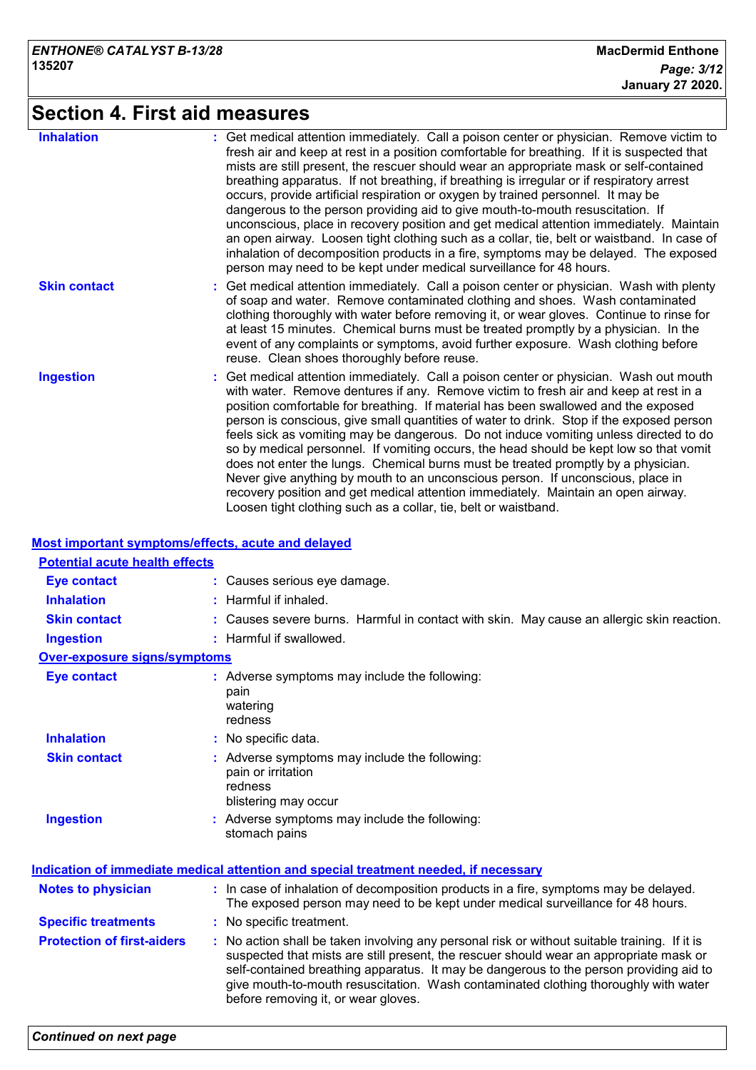# Section 4. First aid measures

**Inhalation** : Get medical attention immediately. Call a poison center or physician. Remove victim to fresh air and keep at rest in a position comfortable for breathing. If it is suspected that mists are still present, the rescuer should wear an appropriate mask or self-contained breathing apparatus. If not breathing, if breathing is irregular or if respiratory arrest occurs, provide artificial respiration or oxygen by trained personnel. It may be dangerous to the person providing aid to give mouth-to-mouth resuscitation. If unconscious, place in recovery position and get medical attention immediately. Maintain an open airway. Loosen tight clothing such as a collar, tie, belt or waistband. In case of inhalation of decomposition products in a fire, symptoms may be delayed. The exposed person may need to be kept under medical surveillance for 48 hours.

**Skin contact** : Get medical attention immediately. Call a poison center or physician. Wash with plenty of soap and water. Remove contaminated clothing and shoes. Wash contaminated clothing thoroughly with water before removing it, or wear gloves. Continue to rinse for at least 15 minutes. Chemical burns must be treated promptly by a physician. In the event of any complaints or symptoms, avoid further exposure. Wash clothing before reuse. Clean shoes thoroughly before reuse.

**Ingestion** : Get medical attention immediately. Call a poison center or physician. Wash out mouth with water. Remove dentures if any. Remove victim to fresh air and keep at rest in a position comfortable for breathing. If material has been swallowed and the exposed person is conscious, give small quantities of water to drink. Stop if the exposed person feels sick as vomiting may be dangerous. Do not induce vomiting unless directed to do so by medical personnel. If vomiting occurs, the head should be kept low so that vomit does not enter the lungs. Chemical burns must be treated promptly by a physician. Never give anything by mouth to an unconscious person. If unconscious, place in recovery position and get medical attention immediately. Maintain an open airway. Loosen tight clothing such as a collar, tie, belt or waistband.

## Most important symptoms/effects, acute and delayed

### Potential acute health effects

**Eye contact** : Causes serious eye damage.

**Inhalation** : Harmful if inhaled.

**Skin contact** : Causes severe burns. Harmful in contact with skin. May cause an allergic skin reaction.

**Ingestion** : Harmful if swallowed.

### Over-exposure signs/symptoms

**Eye contact** : Adverse symptoms may include the following:
pain
watering
redness

**Inhalation** : No specific data.

**Skin contact** : Adverse symptoms may include the following:
pain or irritation
redness
blistering may occur

**Ingestion** : Adverse symptoms may include the following:
stomach pains

## Indication of immediate medical attention and special treatment needed, if necessary

**Notes to physician** : In case of inhalation of decomposition products in a fire, symptoms may be delayed. The exposed person may need to be kept under medical surveillance for 48 hours.

**Specific treatments** : No specific treatment.

**Protection of first-aiders** : No action shall be taken involving any personal risk or without suitable training. If it is suspected that mists are still present, the rescuer should wear an appropriate mask or self-contained breathing apparatus. It may be dangerous to the person providing aid to give mouth-to-mouth resuscitation. Wash contaminated clothing thoroughly with water before removing it, or wear gloves.

*Continued on next page*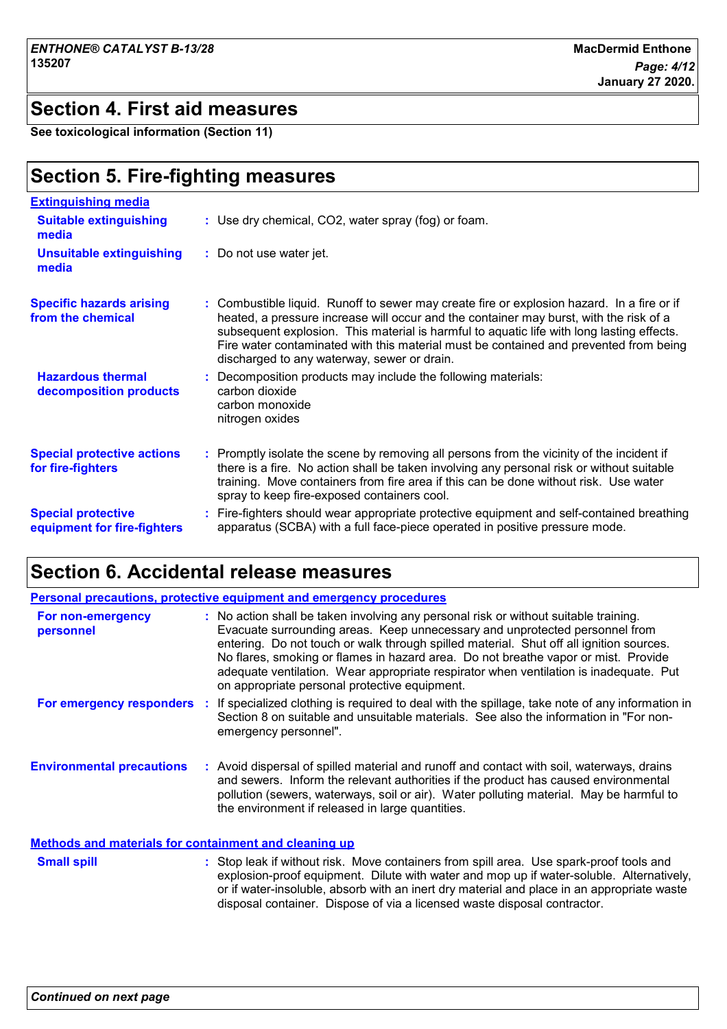## Section 4. First aid measures

**See toxicological information (Section 11)**

## Section 5. Fire-fighting measures

**Extinguishing media**

**Suitable extinguishing media** : Use dry chemical, $CO_2$, water spray (fog) or foam.

**Unsuitable extinguishing media** : Do not use water jet.

**Specific hazards arising from the chemical** : Combustible liquid. Runoff to sewer may create fire or explosion hazard. In a fire or if heated, a pressure increase will occur and the container may burst, with the risk of a subsequent explosion. This material is harmful to aquatic life with long lasting effects. Fire water contaminated with this material must be contained and prevented from being discharged to any waterway, sewer or drain.

**Hazardous thermal decomposition products** : Decomposition products may include the following materials:
carbon dioxide
carbon monoxide
nitrogen oxides

**Special protective actions for fire-fighters** : Promptly isolate the scene by removing all persons from the vicinity of the incident if there is a fire. No action shall be taken involving any personal risk or without suitable training. Move containers from fire area if this can be done without risk. Use water spray to keep fire-exposed containers cool.

**Special protective equipment for fire-fighters** : Fire-fighters should wear appropriate protective equipment and self-contained breathing apparatus (SCBA) with a full face-piece operated in positive pressure mode.

## Section 6. Accidental release measures

**Personal precautions, protective equipment and emergency procedures**

**For non-emergency personnel** : No action shall be taken involving any personal risk or without suitable training. Evacuate surrounding areas. Keep unnecessary and unprotected personnel from entering. Do not touch or walk through spilled material. Shut off all ignition sources. No flares, smoking or flames in hazard area. Do not breathe vapor or mist. Provide adequate ventilation. Wear appropriate respirator when ventilation is inadequate. Put on appropriate personal protective equipment.

**For emergency responders** : If specialized clothing is required to deal with the spillage, take note of any information in Section 8 on suitable and unsuitable materials. See also the information in "For non-emergency personnel".

**Environmental precautions** : Avoid dispersal of spilled material and runoff and contact with soil, waterways, drains and sewers. Inform the relevant authorities if the product has caused environmental pollution (sewers, waterways, soil or air). Water polluting material. May be harmful to the environment if released in large quantities.

**Methods and materials for containment and cleaning up**

**Small spill** : Stop leak if without risk. Move containers from spill area. Use spark-proof tools and explosion-proof equipment. Dilute with water and mop up if water-soluble. Alternatively, or if water-insoluble, absorb with an inert dry material and place in an appropriate waste disposal container. Dispose of via a licensed waste disposal contractor.

*Continued on next page*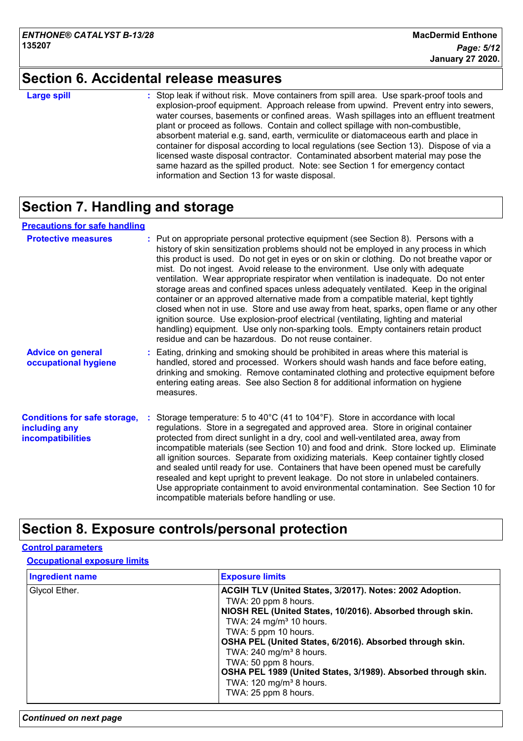## Section 6. Accidental release measures

**Large spill** : Stop leak if without risk. Move containers from spill area. Use spark-proof tools and explosion-proof equipment. Approach release from upwind. Prevent entry into sewers, water courses, basements or confined areas. Wash spillages into an effluent treatment plant or proceed as follows. Contain and collect spillage with non-combustible, absorbent material e.g. sand, earth, vermiculite or diatomaceous earth and place in container for disposal according to local regulations (see Section 13). Dispose of via a licensed waste disposal contractor. Contaminated absorbent material may pose the same hazard as the spilled product. Note: see Section 1 for emergency contact information and Section 13 for waste disposal.

## Section 7. Handling and storage

### Precautions for safe handling

**Protective measures** : Put on appropriate personal protective equipment (see Section 8). Persons with a history of skin sensitization problems should not be employed in any process in which this product is used. Do not get in eyes or on skin or clothing. Do not breathe vapor or mist. Do not ingest. Avoid release to the environment. Use only with adequate ventilation. Wear appropriate respirator when ventilation is inadequate. Do not enter storage areas and confined spaces unless adequately ventilated. Keep in the original container or an approved alternative made from a compatible material, kept tightly closed when not in use. Store and use away from heat, sparks, open flame or any other ignition source. Use explosion-proof electrical (ventilating, lighting and material handling) equipment. Use only non-sparking tools. Empty containers retain product residue and can be hazardous. Do not reuse container.

**Advice on general occupational hygiene** : Eating, drinking and smoking should be prohibited in areas where this material is handled, stored and processed. Workers should wash hands and face before eating, drinking and smoking. Remove contaminated clothing and protective equipment before entering eating areas. See also Section 8 for additional information on hygiene measures.

**Conditions for safe storage, including any incompatibilities** : Storage temperature: 5 to 40°C (41 to 104°F). Store in accordance with local regulations. Store in a segregated and approved area. Store in original container protected from direct sunlight in a dry, cool and well-ventilated area, away from incompatible materials (see Section 10) and food and drink. Store locked up. Eliminate all ignition sources. Separate from oxidizing materials. Keep container tightly closed and sealed until ready for use. Containers that have been opened must be carefully resealed and kept upright to prevent leakage. Do not store in unlabeled containers. Use appropriate containment to avoid environmental contamination. See Section 10 for incompatible materials before handling or use.

## Section 8. Exposure controls/personal protection

### Control parameters

#### Occupational exposure limits

| Ingredient name | Exposure limits |
|---|---|
| Glycol Ether. | **ACGIH TLV (United States, 3/2017). Notes: 2002 Adoption.**<br>TWA: 20 ppm 8 hours.<br>**NIOSH REL (United States, 10/2016). Absorbed through skin.**<br>TWA: 24 mg/m³ 10 hours.<br>TWA: 5 ppm 10 hours.<br>**OSHA PEL (United States, 6/2016). Absorbed through skin.**<br>TWA: 240 mg/m³ 8 hours.<br>TWA: 50 ppm 8 hours.<br>**OSHA PEL 1989 (United States, 3/1989). Absorbed through skin.**<br>TWA: 120 mg/m³ 8 hours.<br>TWA: 25 ppm 8 hours. |

*Continued on next page*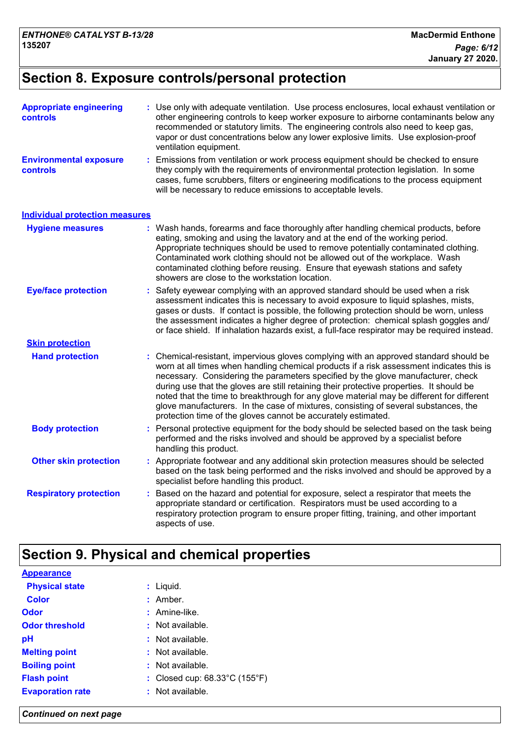## Section 8. Exposure controls/personal protection

**Appropriate engineering controls** : Use only with adequate ventilation. Use process enclosures, local exhaust ventilation or other engineering controls to keep worker exposure to airborne contaminants below any recommended or statutory limits. The engineering controls also need to keep gas, vapor or dust concentrations below any lower explosive limits. Use explosion-proof ventilation equipment.

**Environmental exposure controls** : Emissions from ventilation or work process equipment should be checked to ensure they comply with the requirements of environmental protection legislation. In some cases, fume scrubbers, filters or engineering modifications to the process equipment will be necessary to reduce emissions to acceptable levels.

### Individual protection measures

**Hygiene measures** : Wash hands, forearms and face thoroughly after handling chemical products, before eating, smoking and using the lavatory and at the end of the working period. Appropriate techniques should be used to remove potentially contaminated clothing. Contaminated work clothing should not be allowed out of the workplace. Wash contaminated clothing before reusing. Ensure that eyewash stations and safety showers are close to the workstation location.

**Eye/face protection** : Safety eyewear complying with an approved standard should be used when a risk assessment indicates this is necessary to avoid exposure to liquid splashes, mists, gases or dusts. If contact is possible, the following protection should be worn, unless the assessment indicates a higher degree of protection: chemical splash goggles and/ or face shield. If inhalation hazards exist, a full-face respirator may be required instead.

**Skin protection**

**Hand protection** : Chemical-resistant, impervious gloves complying with an approved standard should be worn at all times when handling chemical products if a risk assessment indicates this is necessary. Considering the parameters specified by the glove manufacturer, check during use that the gloves are still retaining their protective properties. It should be noted that the time to breakthrough for any glove material may be different for different glove manufacturers. In the case of mixtures, consisting of several substances, the protection time of the gloves cannot be accurately estimated.

**Body protection** : Personal protective equipment for the body should be selected based on the task being performed and the risks involved and should be approved by a specialist before handling this product.

**Other skin protection** : Appropriate footwear and any additional skin protection measures should be selected based on the task being performed and the risks involved and should be approved by a specialist before handling this product.

**Respiratory protection** : Based on the hazard and potential for exposure, select a respirator that meets the appropriate standard or certification. Respirators must be used according to a respiratory protection program to ensure proper fitting, training, and other important aspects of use.

## Section 9. Physical and chemical properties

**Appearance**

**Physical state** : Liquid.

**Color** : Amber.

**Odor** : Amine-like.

**Odor threshold** : Not available.

**pH** : Not available.

**Melting point** : Not available.

**Boiling point** : Not available.

**Flash point** : Closed cup: 68.33°C (155°F)

**Evaporation rate** : Not available.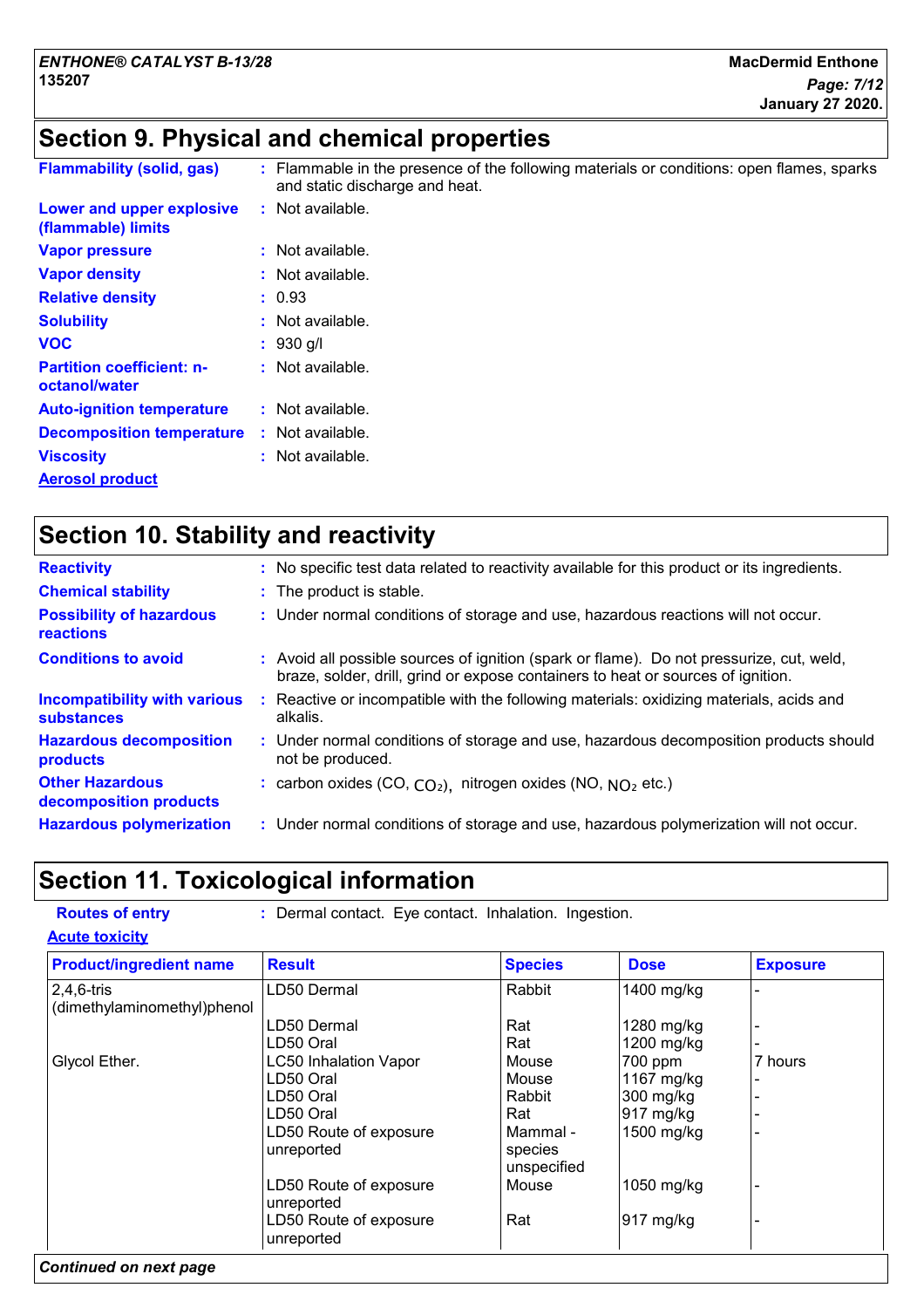## Section 9. Physical and chemical properties

**Flammability (solid, gas)** : Flammable in the presence of the following materials or conditions: open flames, sparks and static discharge and heat.

**Lower and upper explosive (flammable) limits** : Not available.

**Vapor pressure** : Not available.

**Vapor density** : Not available.

**Relative density** : 0.93

**Solubility** : Not available.

**VOC** : 930 g/l

**Partition coefficient: n-octanol/water** : Not available.

**Auto-ignition temperature** : Not available.

**Decomposition temperature** : Not available.

**Viscosity** : Not available.

**Aerosol product**

## Section 10. Stability and reactivity

**Reactivity** : No specific test data related to reactivity available for this product or its ingredients.

**Chemical stability** : The product is stable.

**Possibility of hazardous reactions** : Under normal conditions of storage and use, hazardous reactions will not occur.

**Conditions to avoid** : Avoid all possible sources of ignition (spark or flame). Do not pressurize, cut, weld, braze, solder, drill, grind or expose containers to heat or sources of ignition.

**Incompatibility with various substances** : Reactive or incompatible with the following materials: oxidizing materials, acids and alkalis.

**Hazardous decomposition products** : Under normal conditions of storage and use, hazardous decomposition products should not be produced.

**Other Hazardous decomposition products** : carbon oxides (CO, $CO_2$), nitrogen oxides (NO, $NO_2$ etc.)

**Hazardous polymerization** : Under normal conditions of storage and use, hazardous polymerization will not occur.

## Section 11. Toxicological information

**Routes of entry** : Dermal contact. Eye contact. Inhalation. Ingestion.

**Acute toxicity**

| Product/ingredient name | Result | Species | Dose | Exposure |
|---|---|---|---|---|
| 2,4,6-tris (dimethylaminomethyl)phenol | LD50 Dermal | Rabbit | 1400 mg/kg | - |
| | LD50 Dermal | Rat | 1280 mg/kg | - |
| | LD50 Oral | Rat | 1200 mg/kg | - |
| Glycol Ether. | LC50 Inhalation Vapor | Mouse | 700 ppm | 7 hours |
| | LD50 Oral | Mouse | 1167 mg/kg | - |
| | LD50 Oral | Rabbit | 300 mg/kg | - |
| | LD50 Oral | Rat | 917 mg/kg | - |
| | LD50 Route of exposure unreported | Mammal - species unspecified | 1500 mg/kg | - |
| | LD50 Route of exposure unreported | Mouse | 1050 mg/kg | - |
| | LD50 Route of exposure unreported | Rat | 917 mg/kg | - |

*Continued on next page*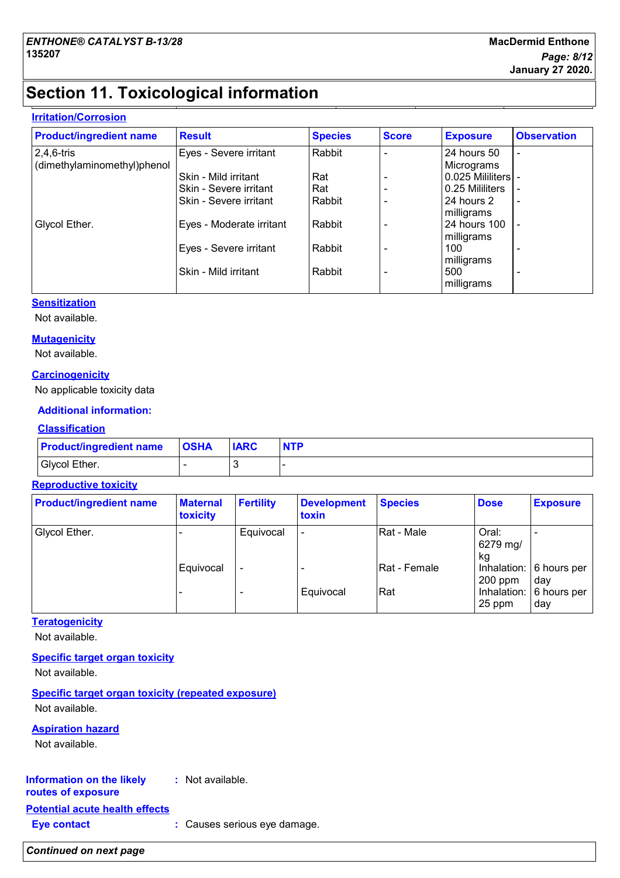## Section 11. Toxicological information

### Irritation/Corrosion

| Product/ingredient name | Result | Species | Score | Exposure | Observation |
|---|---|---|---|---|---|
| 2,4,6-tris (dimethylaminomethyl)phenol | Eyes - Severe irritant | Rabbit | - | 24 hours 50 Micrograms | - |
| | Skin - Mild irritant | Rat | - | 0.025 Mililiters | - |
| | Skin - Severe irritant | Rat | - | 0.25 Mililiters | - |
| | Skin - Severe irritant | Rabbit | - | 24 hours 2 milligrams | - |
| Glycol Ether. | Eyes - Moderate irritant | Rabbit | - | 24 hours 100 milligrams | - |
| | Eyes - Severe irritant | Rabbit | - | 100 milligrams | - |
| | Skin - Mild irritant | Rabbit | - | 500 milligrams | - |

### Sensitization

Not available.

### Mutagenicity

Not available.

### Carcinogenicity

No applicable toxicity data

**Additional information:**

### Classification

| Product/ingredient name | OSHA | IARC | NTP |
|---|---|---|---|
| Glycol Ether. | - | 3 | - |

### Reproductive toxicity

| Product/ingredient name | Maternal toxicity | Fertility | Development toxin | Species | Dose | Exposure |
|---|---|---|---|---|---|---|
| Glycol Ether. | - | Equivocal | - | Rat - Male | Oral: 6279 mg/kg | - |
| | Equivocal | - | - | Rat - Female | Inhalation: 200 ppm | 6 hours per day |
| | - | - | Equivocal | Rat | Inhalation: 25 ppm | 6 hours per day |

### Teratogenicity

Not available.

### Specific target organ toxicity

Not available.

### Specific target organ toxicity (repeated exposure)

Not available.

### Aspiration hazard

Not available.

**Information on the likely routes of exposure** : Not available.

### Potential acute health effects

**Eye contact** : Causes serious eye damage.

*Continued on next page*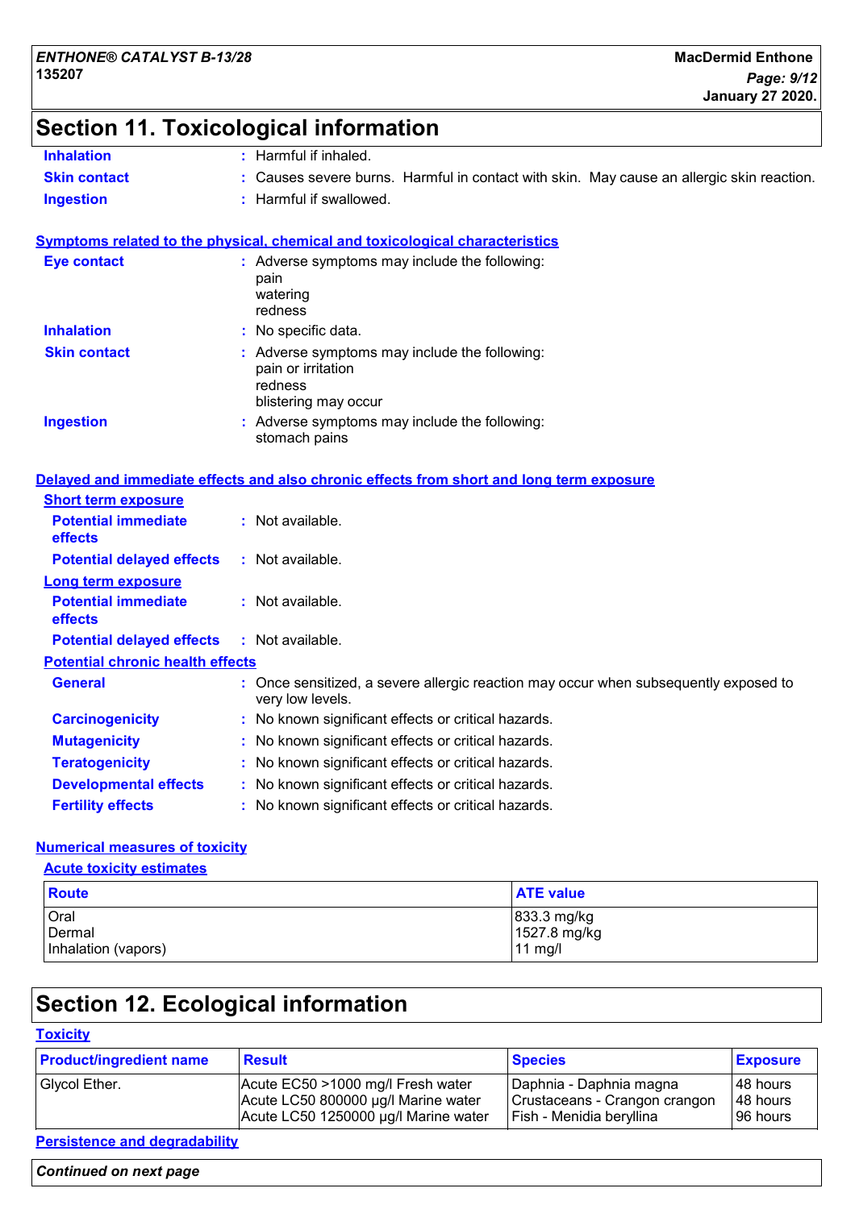# Section 11. Toxicological information

**Inhalation** : Harmful if inhaled.

**Skin contact** : Causes severe burns. Harmful in contact with skin. May cause an allergic skin reaction.

**Ingestion** : Harmful if swallowed.

## Symptoms related to the physical, chemical and toxicological characteristics

**Eye contact** : Adverse symptoms may include the following:
pain
watering
redness

**Inhalation** : No specific data.

**Skin contact** : Adverse symptoms may include the following:
pain or irritation
redness
blistering may occur

**Ingestion** : Adverse symptoms may include the following:
stomach pains

## Delayed and immediate effects and also chronic effects from short and long term exposure

### Short term exposure

**Potential immediate effects** : Not available.

**Potential delayed effects** : Not available.

### Long term exposure

**Potential immediate effects** : Not available.

**Potential delayed effects** : Not available.

### Potential chronic health effects

**General** : Once sensitized, a severe allergic reaction may occur when subsequently exposed to very low levels.

**Carcinogenicity** : No known significant effects or critical hazards.

**Mutagenicity** : No known significant effects or critical hazards.

**Teratogenicity** : No known significant effects or critical hazards.

**Developmental effects** : No known significant effects or critical hazards.

**Fertility effects** : No known significant effects or critical hazards.

## Numerical measures of toxicity

### Acute toxicity estimates

| Route | ATE value |
|---|---|
| Oral | 833.3 mg/kg |
| Dermal | 1527.8 mg/kg |
| Inhalation (vapors) | 11 mg/l |

# Section 12. Ecological information

## Toxicity

| Product/ingredient name | Result | Species | Exposure |
|---|---|---|---|
| Glycol Ether. | Acute EC50 >1000 mg/l Fresh water | Daphnia - Daphnia magna | 48 hours |
| | Acute LC50 800000 µg/l Marine water | Crustaceans - Crangon crangon | 48 hours |
| | Acute LC50 1250000 µg/l Marine water | Fish - Menidia beryllina | 96 hours |

## Persistence and degradability

*Continued on next page*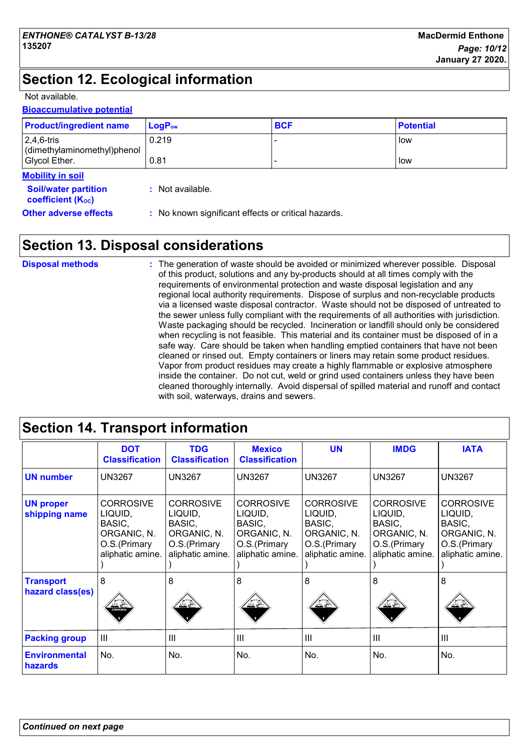## Section 12. Ecological information

Not available.

**Bioaccumulative potential**

| Product/ingredient name | $LogP_{ow}$ | BCF | Potential |
|---|---|---|---|
| 2,4,6-tris (dimethylaminomethyl)phenol | 0.219 | - | low |
| Glycol Ether. | 0.81 | - | low |

**Mobility in soil**

**Soil/water partition coefficient ($K_{OC}$)** : Not available.

**Other adverse effects** : No known significant effects or critical hazards.

## Section 13. Disposal considerations

**Disposal methods** : The generation of waste should be avoided or minimized wherever possible. Disposal of this product, solutions and any by-products should at all times comply with the requirements of environmental protection and waste disposal legislation and any regional local authority requirements. Dispose of surplus and non-recyclable products via a licensed waste disposal contractor. Waste should not be disposed of untreated to the sewer unless fully compliant with the requirements of all authorities with jurisdiction. Waste packaging should be recycled. Incineration or landfill should only be considered when recycling is not feasible. This material and its container must be disposed of in a safe way. Care should be taken when handling emptied containers that have not been cleaned or rinsed out. Empty containers or liners may retain some product residues. Vapor from product residues may create a highly flammable or explosive atmosphere inside the container. Do not cut, weld or grind used containers unless they have been cleaned thoroughly internally. Avoid dispersal of spilled material and runoff and contact with soil, waterways, drains and sewers.

## Section 14. Transport information

| | DOT Classification | TDG Classification | Mexico Classification | UN | IMDG | IATA |
|---|---|---|---|---|---|---|
| **UN number** | UN3267 | UN3267 | UN3267 | UN3267 | UN3267 | UN3267 |
| **UN proper shipping name** | CORROSIVE LIQUID, BASIC, ORGANIC, N.O.S.(Primary aliphatic amine.) | CORROSIVE LIQUID, BASIC, ORGANIC, N.O.S.(Primary aliphatic amine.) | CORROSIVE LIQUID, BASIC, ORGANIC, N.O.S.(Primary aliphatic amine.) | CORROSIVE LIQUID, BASIC, ORGANIC, N.O.S.(Primary aliphatic amine.) | CORROSIVE LIQUID, BASIC, ORGANIC, N.O.S.(Primary aliphatic amine.) | CORROSIVE LIQUID, BASIC, ORGANIC, N.O.S.(Primary aliphatic amine.) |
| **Transport hazard class(es)** | 8 | 8 | 8 | 8 | 8 | 8 |
| **Packing group** | III | III | III | III | III | III |
| **Environmental hazards** | No. | No. | No. | No. | No. | No. |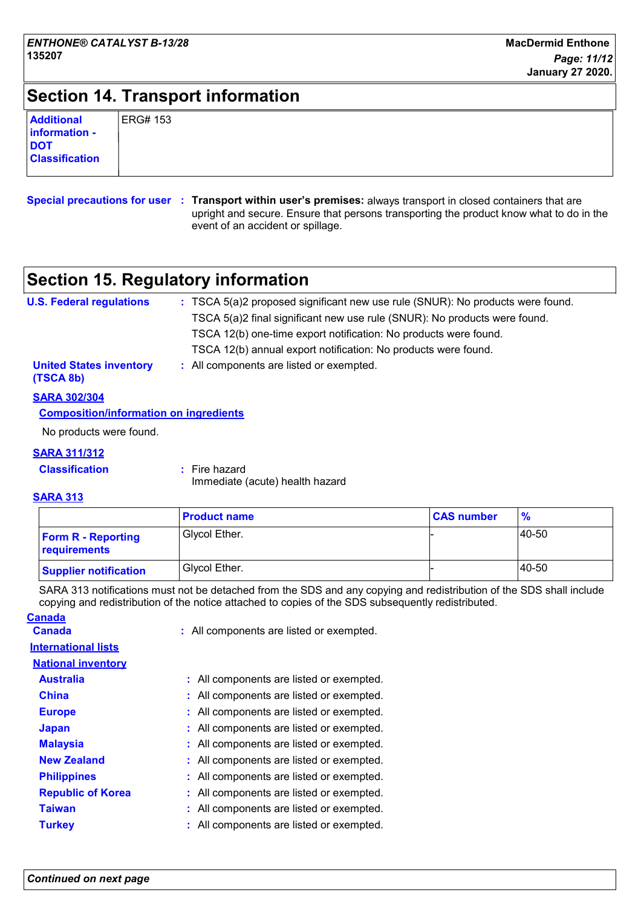## Section 14. Transport information

| Additional information - DOT Classification | ERG# 153 |
|---|---|

**Special precautions for user** : **Transport within user's premises:** always transport in closed containers that are upright and secure. Ensure that persons transporting the product know what to do in the event of an accident or spillage.

## Section 15. Regulatory information

**U.S. Federal regulations** : TSCA 5(a)2 proposed significant new use rule (SNUR): No products were found.
TSCA 5(a)2 final significant new use rule (SNUR): No products were found.
TSCA 12(b) one-time export notification: No products were found.
TSCA 12(b) annual export notification: No products were found.

**United States inventory (TSCA 8b)** : All components are listed or exempted.

**SARA 302/304**

**Composition/information on ingredients**

No products were found.

**SARA 311/312**

**Classification** : Fire hazard
Immediate (acute) health hazard

**SARA 313**

| | Product name | CAS number | % |
|---|---|---|---|
| Form R - Reporting requirements | Glycol Ether. | - | 40-50 |
| Supplier notification | Glycol Ether. | - | 40-50 |

SARA 313 notifications must not be detached from the SDS and any copying and redistribution of the SDS shall include copying and redistribution of the notice attached to copies of the SDS subsequently redistributed.

**Canada**

**Canada** : All components are listed or exempted.

**International lists**

**National inventory**

**Australia** : All components are listed or exempted.
**China** : All components are listed or exempted.
**Europe** : All components are listed or exempted.
**Japan** : All components are listed or exempted.
**Malaysia** : All components are listed or exempted.
**New Zealand** : All components are listed or exempted.
**Philippines** : All components are listed or exempted.
**Republic of Korea** : All components are listed or exempted.
**Taiwan** : All components are listed or exempted.
**Turkey** : All components are listed or exempted.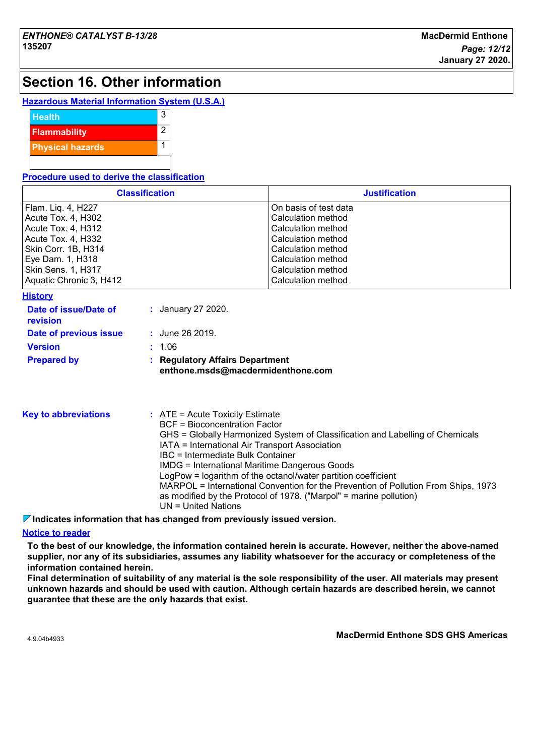# Section 16. Other information

**Hazardous Material Information System (U.S.A.)**

| | |
|---|---|
| Health | 3 |
| Flammability | 2 |
| Physical hazards | 1 |
| | |

**Procedure used to derive the classification**

| Classification | Justification |
|---|---|
| Flam. Liq. 4, H227 | On basis of test data |
| Acute Tox. 4, H302 | Calculation method |
| Acute Tox. 4, H312 | Calculation method |
| Acute Tox. 4, H332 | Calculation method |
| Skin Corr. 1B, H314 | Calculation method |
| Eye Dam. 1, H318 | Calculation method |
| Skin Sens. 1, H317 | Calculation method |
| Aquatic Chronic 3, H412 | Calculation method |

**History**

**Date of issue/Date of revision** : January 27 2020.

**Date of previous issue** : June 26 2019.

**Version** : 1.06

**Prepared by** : **Regulatory Affairs Department**
**enthone.msds@macdermidenthone.com**

**Key to abbreviations** : ATE = Acute Toxicity Estimate
BCF = Bioconcentration Factor
GHS = Globally Harmonized System of Classification and Labelling of Chemicals
IATA = International Air Transport Association
IBC = Intermediate Bulk Container
IMDG = International Maritime Dangerous Goods
LogPow = logarithm of the octanol/water partition coefficient
MARPOL = International Convention for the Prevention of Pollution From Ships, 1973 as modified by the Protocol of 1978. ("Marpol" = marine pollution)
UN = United Nations

**Indicates information that has changed from previously issued version.**

**Notice to reader**

**To the best of our knowledge, the information contained herein is accurate. However, neither the above-named supplier, nor any of its subsidiaries, assumes any liability whatsoever for the accuracy or completeness of the information contained herein.**
**Final determination of suitability of any material is the sole responsibility of the user. All materials may present unknown hazards and should be used with caution. Although certain hazards are described herein, we cannot guarantee that these are the only hazards that exist.**